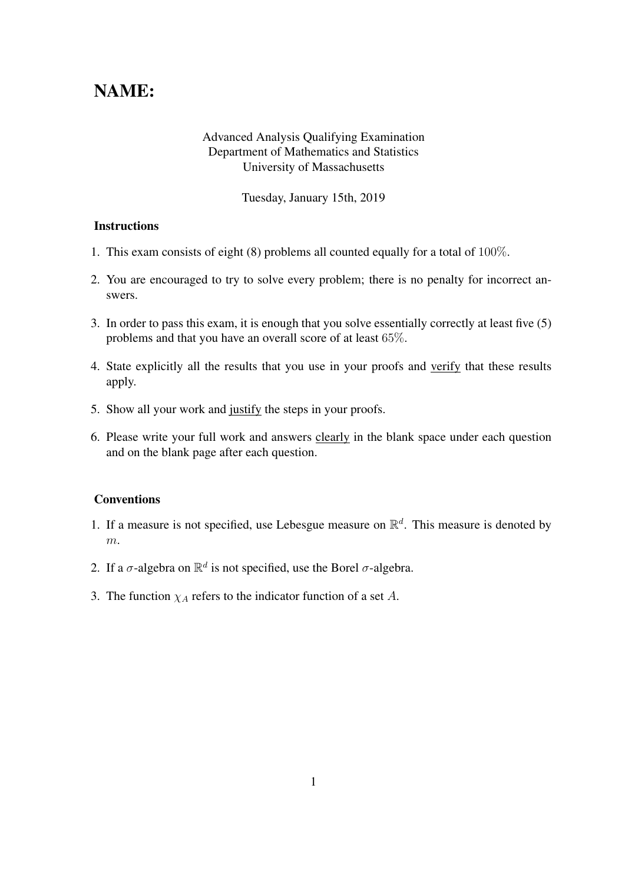# NAME:

Advanced Analysis Qualifying Examination
Department of Mathematics and Statistics
University of Massachusetts

Tuesday, January 15th, 2019

### Instructions

1. This exam consists of eight (8) problems all counted equally for a total of $100\%$.
2. You are encouraged to try to solve every problem; there is no penalty for incorrect answers.
3. In order to pass this exam, it is enough that you solve essentially correctly at least five (5) problems and that you have an overall score of at least $65\%$.
4. State explicitly all the results that you use in your proofs and verify that these results apply.
5. Show all your work and justify the steps in your proofs.
6. Please write your full work and answers clearly in the blank space under each question and on the blank page after each question.

### Conventions

1. If a measure is not specified, use Lebesgue measure on $\mathbb{R}^d$. This measure is denoted by $m$.
2. If a $\sigma$-algebra on $\mathbb{R}^d$ is not specified, use the Borel $\sigma$-algebra.
3. The function $\chi_A$ refers to the indicator function of a set $A$.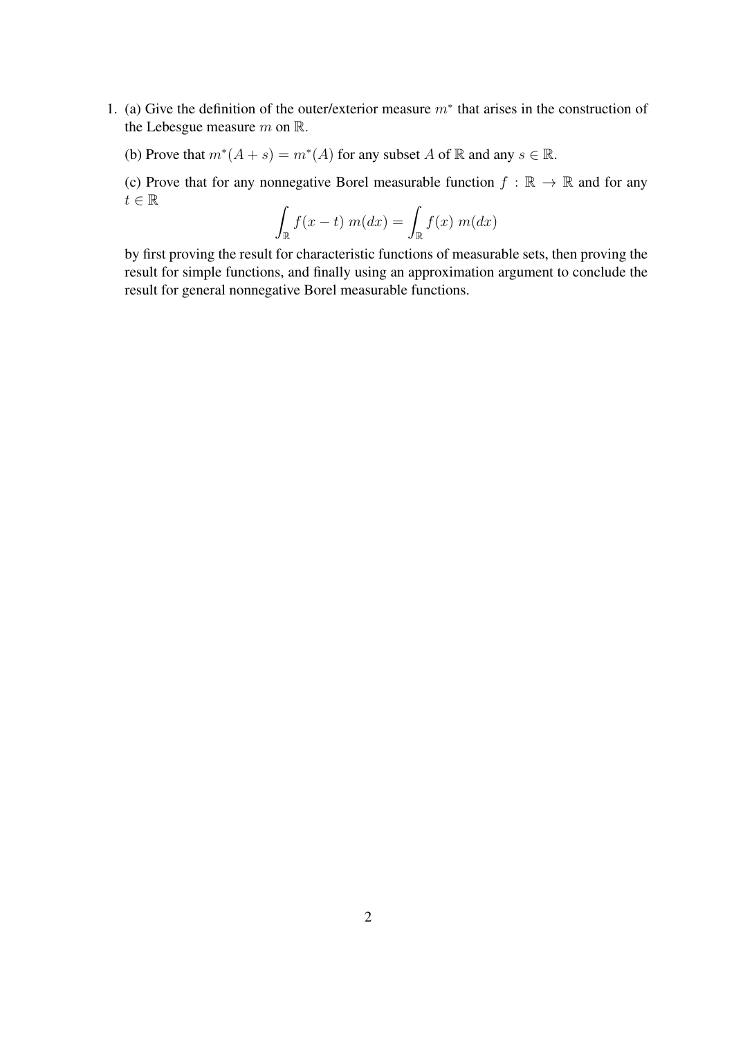1. (a) Give the definition of the outer/exterior measure $m^*$ that arises in the construction of the Lebesgue measure $m$ on $\mathbb{R}$.

   (b) Prove that $m^*(A + s) = m^*(A)$ for any subset $A$ of $\mathbb{R}$ and any $s \in \mathbb{R}$.

   (c) Prove that for any nonnegative Borel measurable function $f : \mathbb{R} \to \mathbb{R}$ and for any $t \in \mathbb{R}$

$$\int_{\mathbb{R}} f(x - t)\, m(dx) = \int_{\mathbb{R}} f(x)\, m(dx)$$

   by first proving the result for characteristic functions of measurable sets, then proving the result for simple functions, and finally using an approximation argument to conclude the result for general nonnegative Borel measurable functions.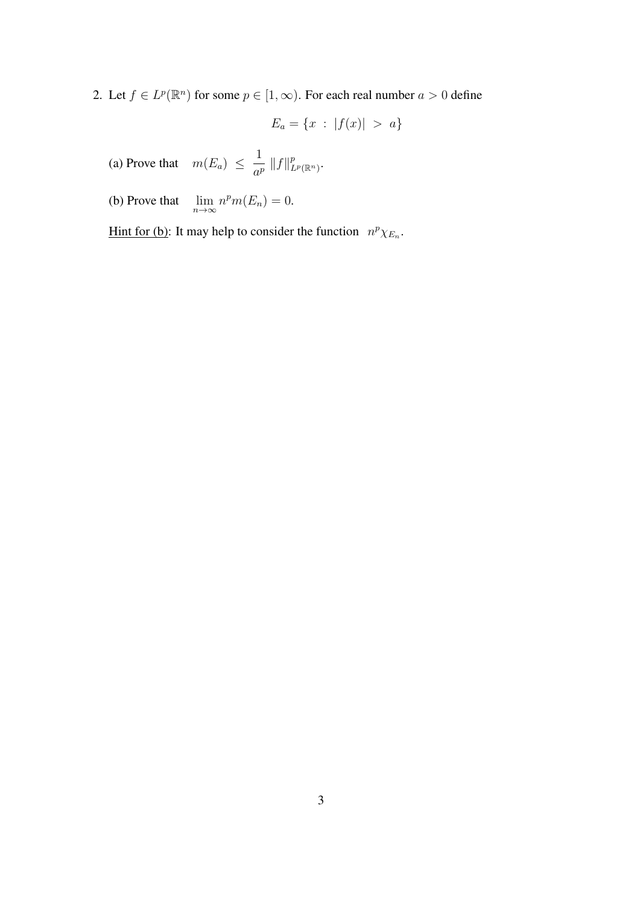2. Let $f \in L^p(\mathbb{R}^n)$ for some $p \in [1, \infty)$. For each real number $a > 0$ define

$$E_a = \{x \ : \ |f(x)| \ > \ a\}$$

(a) Prove that $\quad m(E_a) \ \leq \ \frac{1}{a^p} \, \|f\|^p_{L^p(\mathbb{R}^n)}$.

(b) Prove that $\quad \lim_{n \to \infty} n^p m(E_n) = 0$.

Hint for (b): It may help to consider the function $\ n^p \chi_{E_n}$.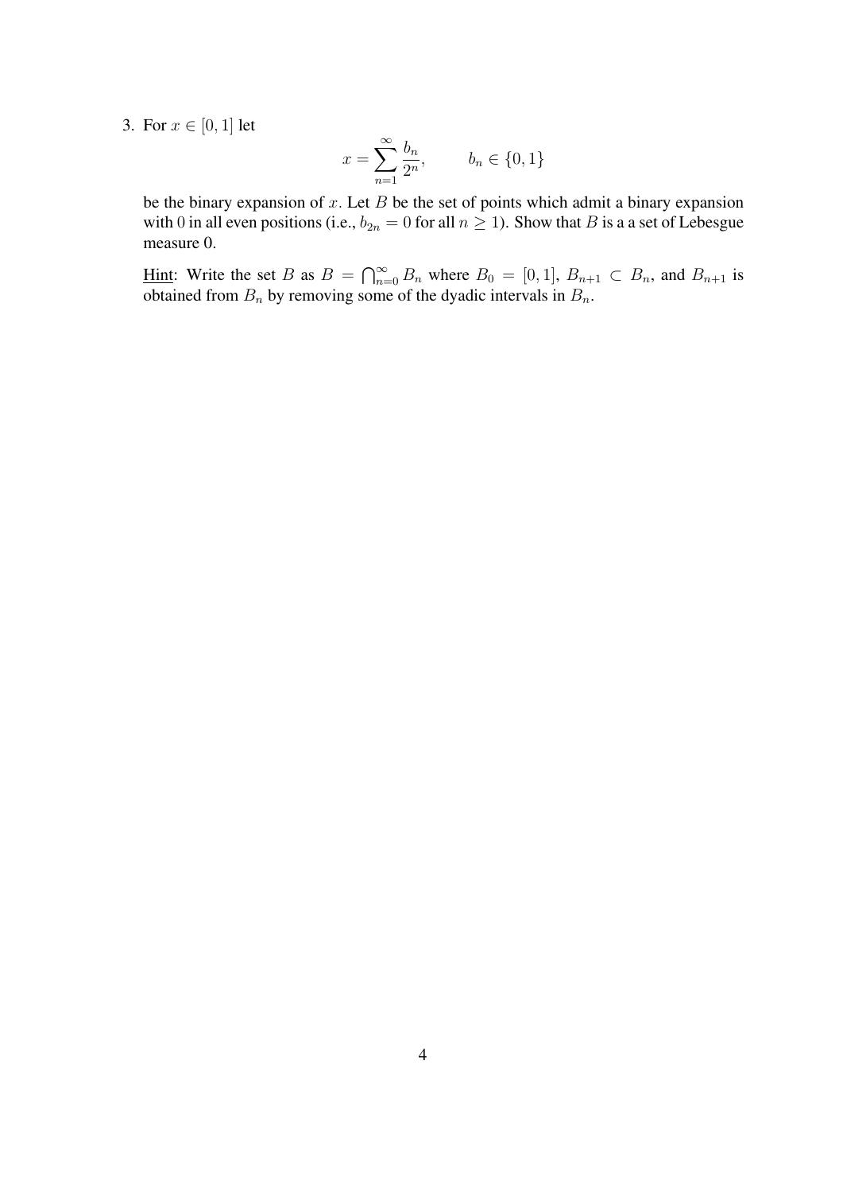3. For $x \in [0, 1]$ let

$$x = \sum_{n=1}^{\infty} \frac{b_n}{2^n}, \qquad b_n \in \{0, 1\}$$

be the binary expansion of $x$. Let $B$ be the set of points which admit a binary expansion with 0 in all even positions (i.e., $b_{2n} = 0$ for all $n \geq 1$). Show that $B$ is a a set of Lebesgue measure 0.

<u>Hint</u>: Write the set $B$ as $B = \bigcap_{n=0}^{\infty} B_n$ where $B_0 = [0, 1]$, $B_{n+1} \subset B_n$, and $B_{n+1}$ is obtained from $B_n$ by removing some of the dyadic intervals in $B_n$.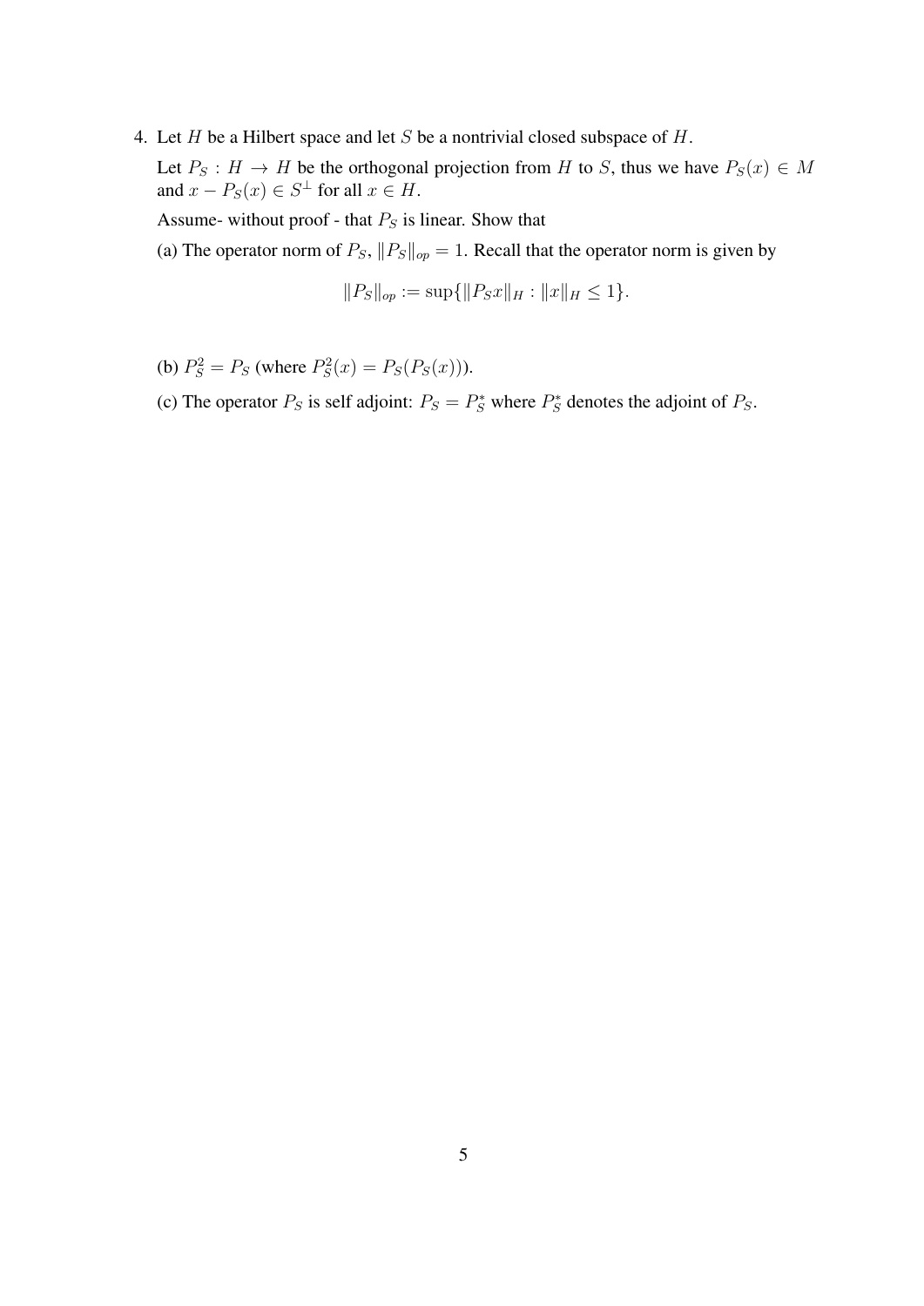4. Let $H$ be a Hilbert space and let $S$ be a nontrivial closed subspace of $H$.

   Let $P_S : H \to H$ be the orthogonal projection from $H$ to $S$, thus we have $P_S(x) \in M$ and $x - P_S(x) \in S^\perp$ for all $x \in H$.

   Assume- without proof - that $P_S$ is linear. Show that

   (a) The operator norm of $P_S$, $\|P_S\|_{op} = 1$. Recall that the operator norm is given by

   $$\|P_S\|_{op} := \sup\{\|P_S x\|_H : \|x\|_H \leq 1\}.$$

   (b) $P_S^2 = P_S$ (where $P_S^2(x) = P_S(P_S(x))$).

   (c) The operator $P_S$ is self adjoint: $P_S = P_S^*$ where $P_S^*$ denotes the adjoint of $P_S$.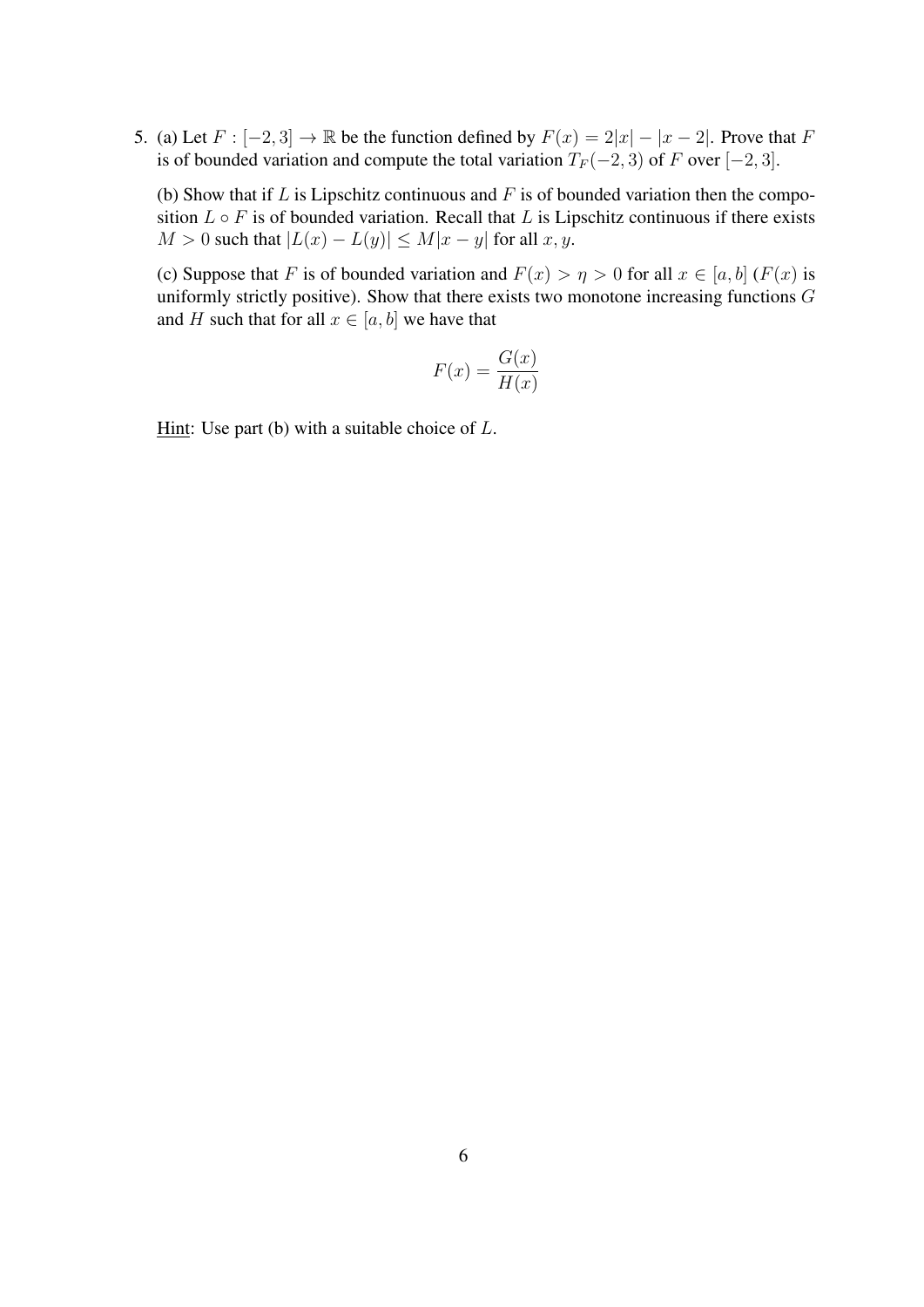5. (a) Let $F : [-2, 3] \to \mathbb{R}$ be the function defined by $F(x) = 2|x| - |x - 2|$. Prove that $F$ is of bounded variation and compute the total variation $T_F(-2, 3)$ of $F$ over $[-2, 3]$.

(b) Show that if $L$ is Lipschitz continuous and $F$ is of bounded variation then the composition $L \circ F$ is of bounded variation. Recall that $L$ is Lipschitz continuous if there exists $M > 0$ such that $|L(x) - L(y)| \leq M|x - y|$ for all $x, y$.

(c) Suppose that $F$ is of bounded variation and $F(x) > \eta > 0$ for all $x \in [a, b]$ ($F(x)$ is uniformly strictly positive). Show that there exists two monotone increasing functions $G$ and $H$ such that for all $x \in [a, b]$ we have that

$$F(x) = \frac{G(x)}{H(x)}$$

Hint: Use part (b) with a suitable choice of $L$.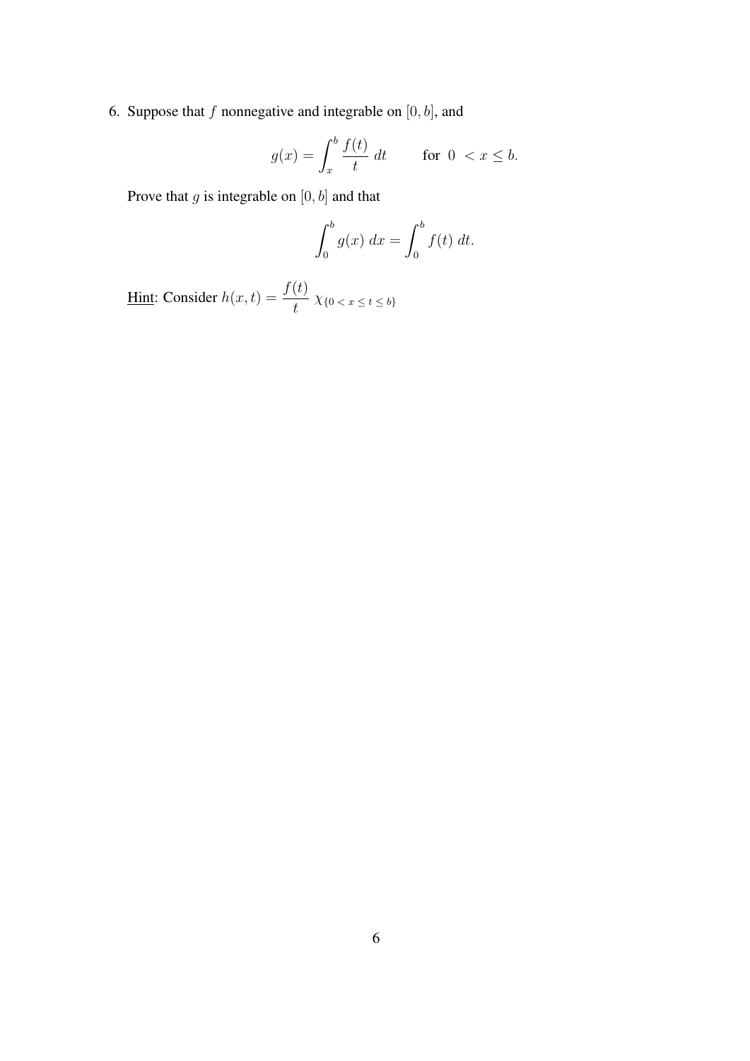6. Suppose that $f$ nonnegative and integrable on $[0, b]$, and

$$g(x) = \int_x^b \frac{f(t)}{t} \, dt \qquad \text{for } 0 < x \leq b.$$

Prove that $g$ is integrable on $[0, b]$ and that

$$\int_0^b g(x) \, dx = \int_0^b f(t) \, dt.$$

Hint: Consider $h(x,t) = \dfrac{f(t)}{t} \, \chi_{\{0 < x \leq t \leq b\}}$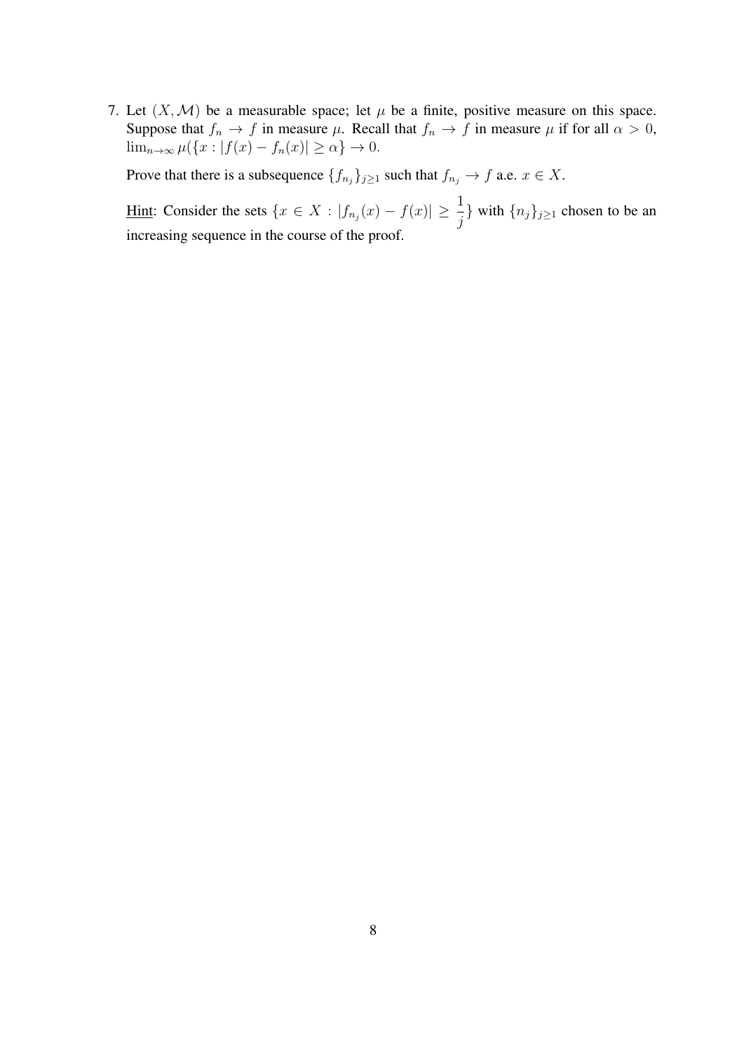7. Let $(X, \mathcal{M})$ be a measurable space; let $\mu$ be a finite, positive measure on this space. Suppose that $f_n \to f$ in measure $\mu$. Recall that $f_n \to f$ in measure $\mu$ if for all $\alpha > 0$, $\lim_{n\to\infty} \mu(\{x : |f(x) - f_n(x)| \geq \alpha\} \to 0$.

   Prove that there is a subsequence $\{f_{n_j}\}_{j\geq 1}$ such that $f_{n_j} \to f$ a.e. $x \in X$.

   Hint: Consider the sets $\{x \in X : |f_{n_j}(x) - f(x)| \geq \dfrac{1}{j}\}$ with $\{n_j\}_{j\geq 1}$ chosen to be an increasing sequence in the course of the proof.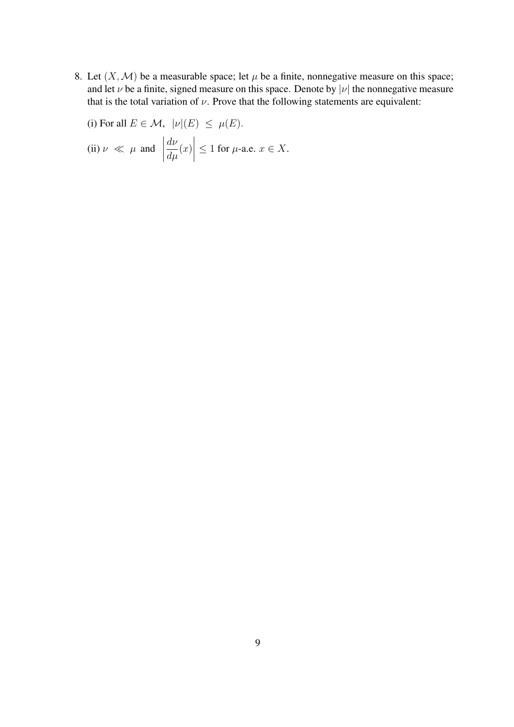8. Let $(X, \mathcal{M})$ be a measurable space; let $\mu$ be a finite, nonnegative measure on this space; and let $\nu$ be a finite, signed measure on this space. Denote by $|\nu|$ the nonnegative measure that is the total variation of $\nu$. Prove that the following statements are equivalent:

   (i) For all $E \in \mathcal{M}$, $\;|\nu|(E) \;\leq\; \mu(E)$.

   (ii) $\nu \;\ll\; \mu$ and $\left|\dfrac{d\nu}{d\mu}(x)\right| \leq 1$ for $\mu$-a.e. $x \in X$.